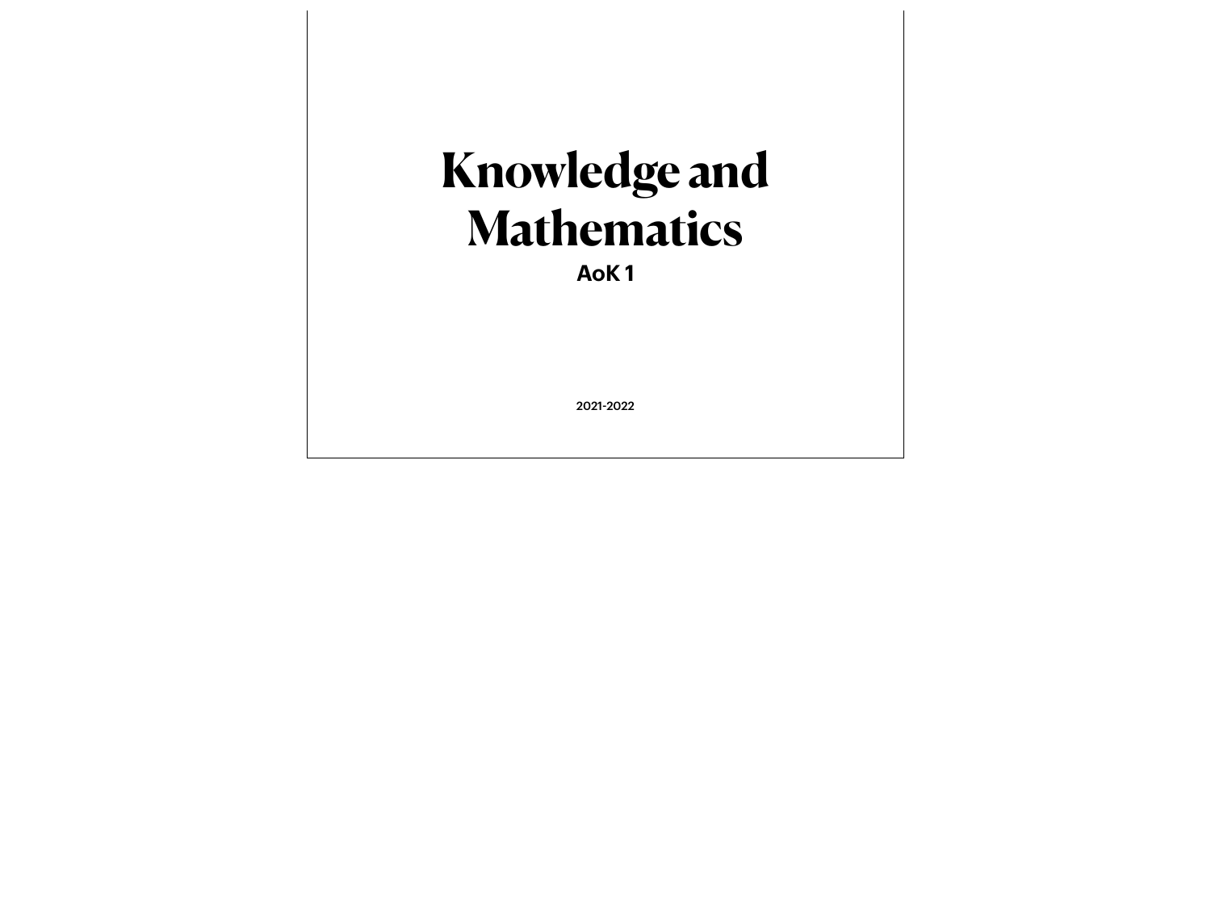# Knowledge and Mathematics

**AoK 1**

2021-2022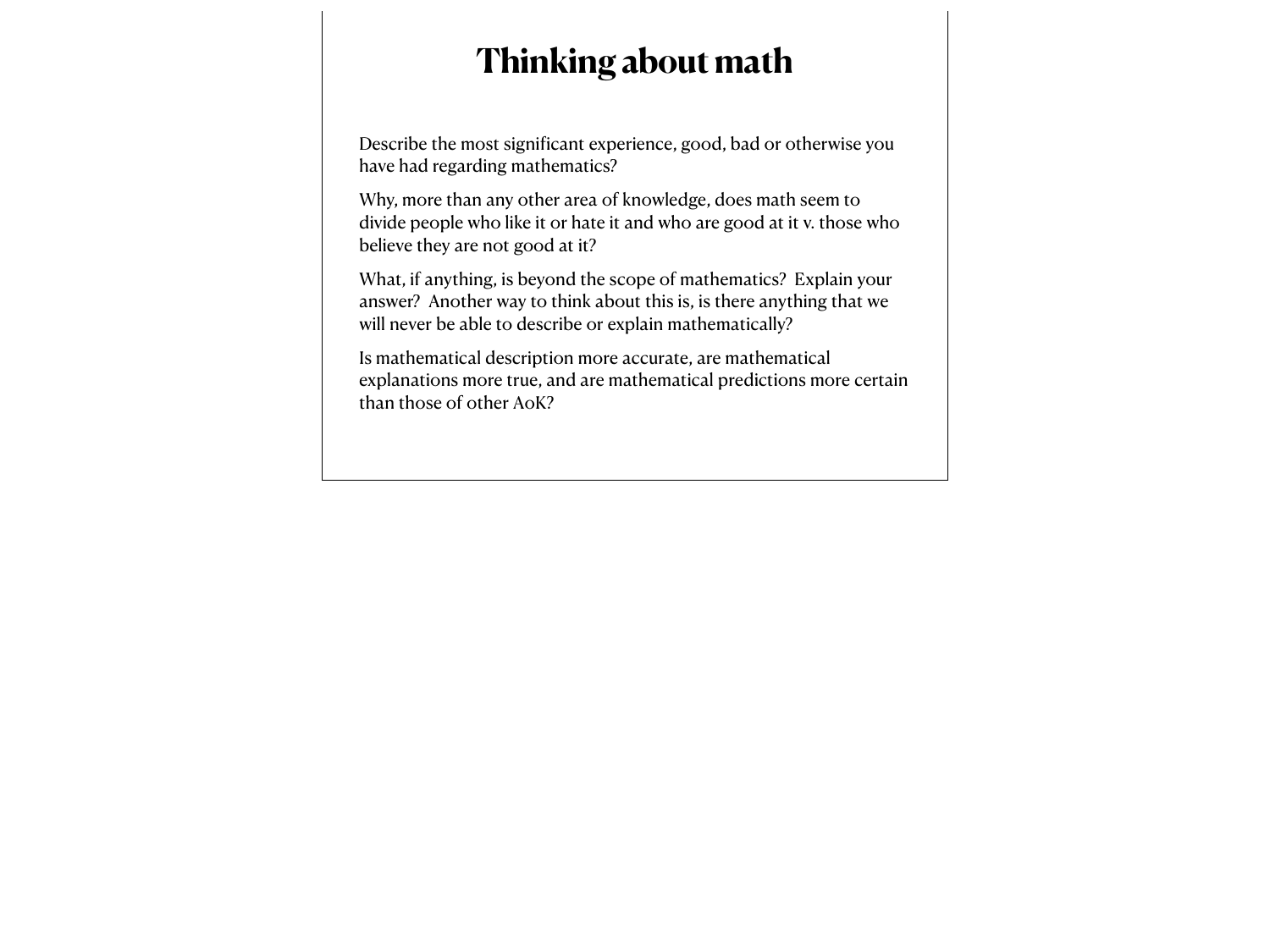# Thinking about math

Describe the most significant experience, good, bad or otherwise you have had regarding mathematics?

Why, more than any other area of knowledge, does math seem to divide people who like it or hate it and who are good at it v. those who believe they are not good at it?

What, if anything, is beyond the scope of mathematics? Explain your answer? Another way to think about this is, is there anything that we will never be able to describe or explain mathematically?

Is mathematical description more accurate, are mathematical explanations more true, and are mathematical predictions more certain than those of other AoK?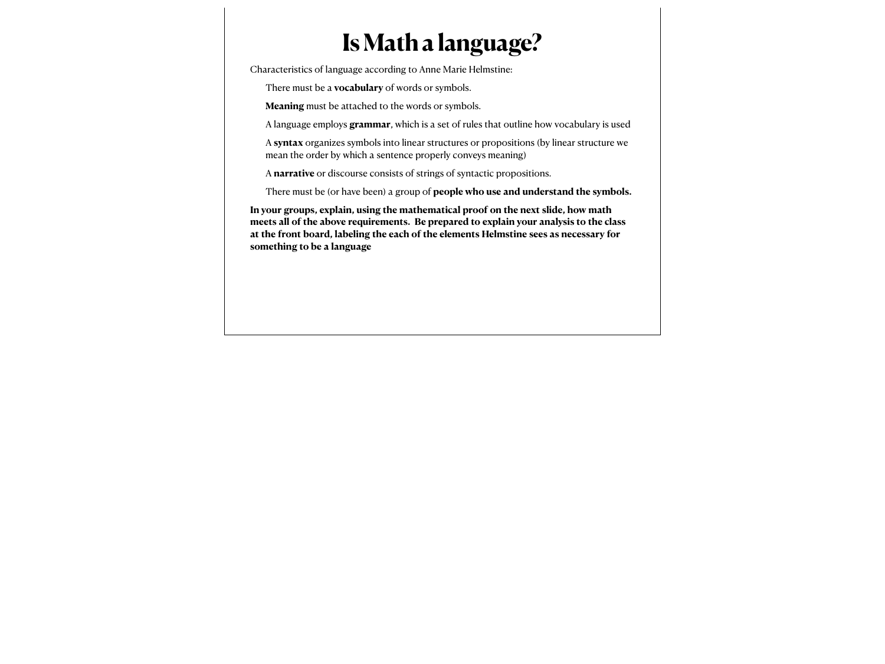# Is Math a language?

Characteristics of language according to Anne Marie Helmstine:

- There must be a **vocabulary** of words or symbols.
- **Meaning** must be attached to the words or symbols.
- A language employs **grammar**, which is a set of rules that outline how vocabulary is used
- A **syntax** organizes symbols into linear structures or propositions (by linear structure we mean the order by which a sentence properly conveys meaning)
- A **narrative** or discourse consists of strings of syntactic propositions.
- There must be (or have been) a group of **people who use and understand the symbols.**

**In your groups, explain, using the mathematical proof on the next slide, how math meets all of the above requirements. Be prepared to explain your analysis to the class at the front board, labeling the each of the elements Helmstine sees as necessary for something to be a language**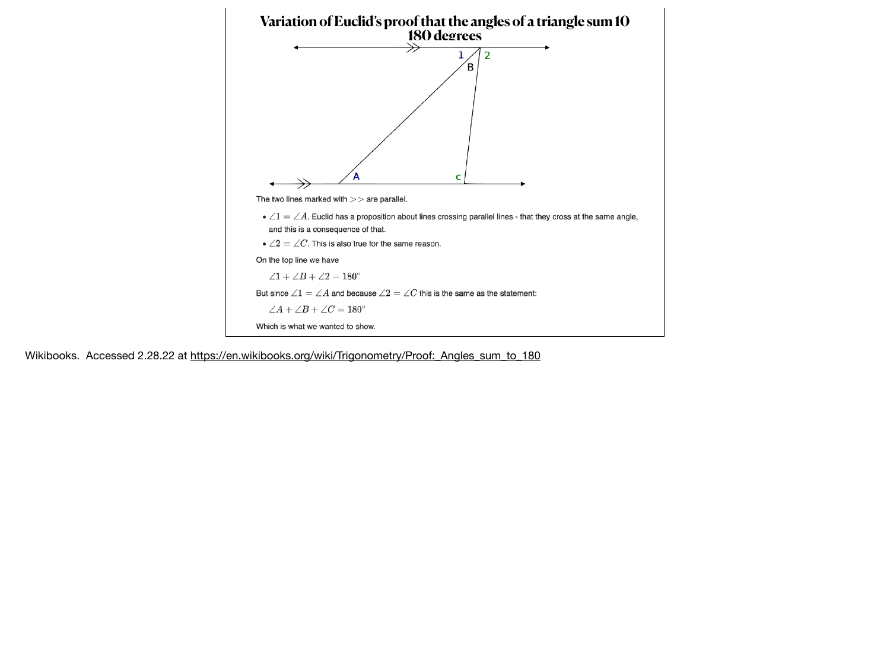# Variation of Euclid's proof that the angles of a triangle sum 10 180 degrees

1

2

B

A

c

The two lines marked with $>>$ are parallel.

- $\angle 1 = \angle A$. Euclid has a proposition about lines crossing parallel lines - that they cross at the same angle, and this is a consequence of that.
- $\angle 2 = \angle C$. This is also true for the same reason.

On the top line we have

$$\angle 1 + \angle B + \angle 2 = 180^\circ$$

But since $\angle 1 = \angle A$ and because $\angle 2 = \angle C$ this is the same as the statement:

$$\angle A + \angle B + \angle C = 180^\circ$$

Which is what we wanted to show.

Wikibooks. Accessed 2.28.22 at https://en.wikibooks.org/wiki/Trigonometry/Proof:_Angles_sum_to_180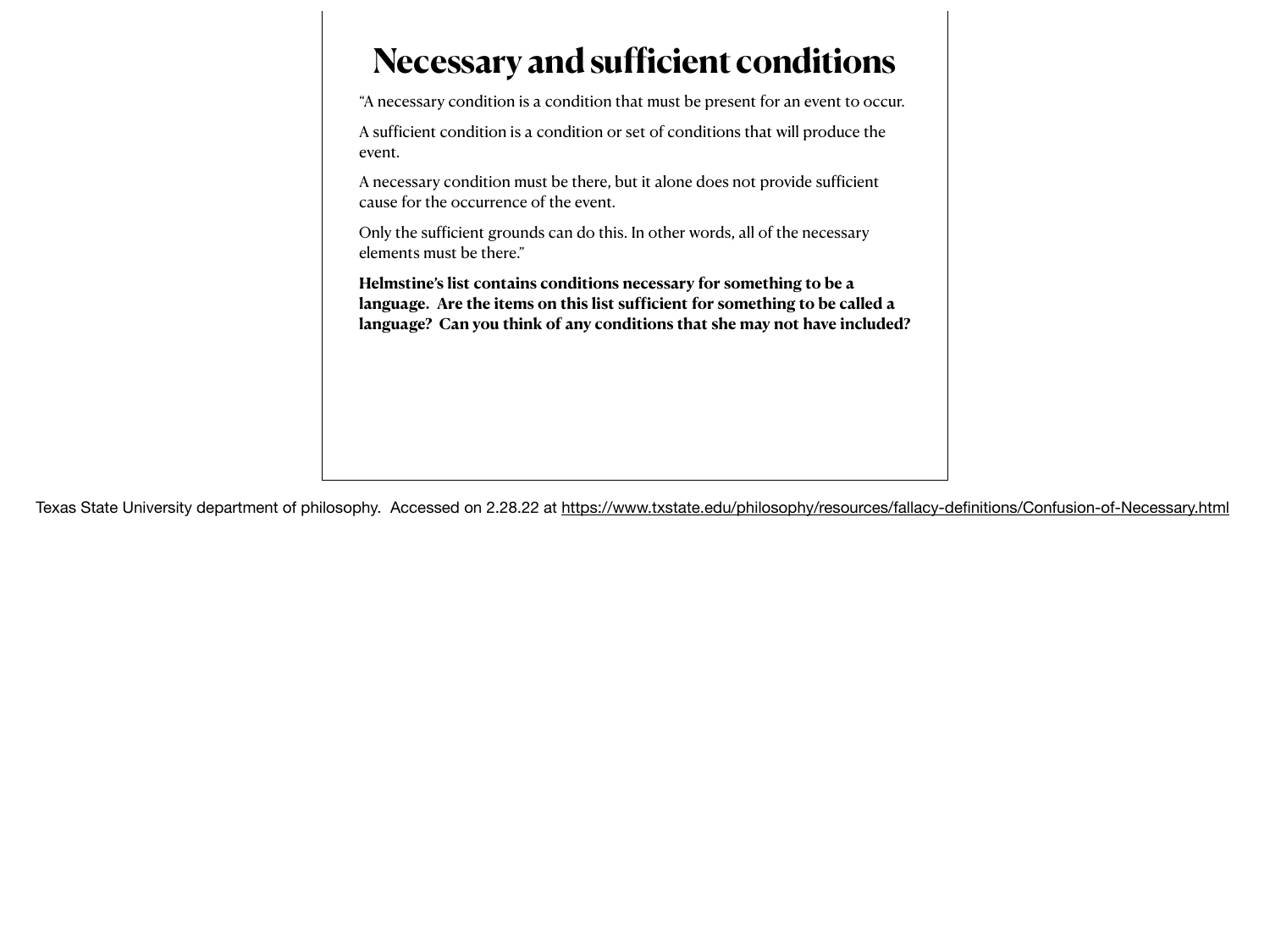# Necessary and sufficient conditions

"A necessary condition is a condition that must be present for an event to occur.

A sufficient condition is a condition or set of conditions that will produce the event.

A necessary condition must be there, but it alone does not provide sufficient cause for the occurrence of the event.

Only the sufficient grounds can do this. In other words, all of the necessary elements must be there."

**Helmstine's list contains conditions necessary for something to be a language. Are the items on this list sufficient for something to be called a language? Can you think of any conditions that she may not have included?**

Texas State University department of philosophy. Accessed on 2.28.22 at https://www.txstate.edu/philosophy/resources/fallacy-definitions/Confusion-of-Necessary.html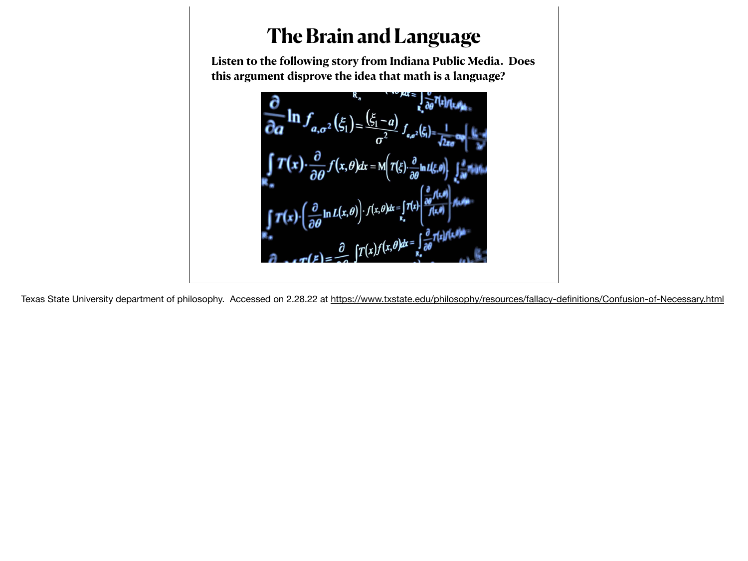# The Brain and Language

**Listen to the following story from Indiana Public Media. Does this argument disprove the idea that math is a language?**

Texas State University department of philosophy. Accessed on 2.28.22 at https://www.txstate.edu/philosophy/resources/fallacy-definitions/Confusion-of-Necessary.html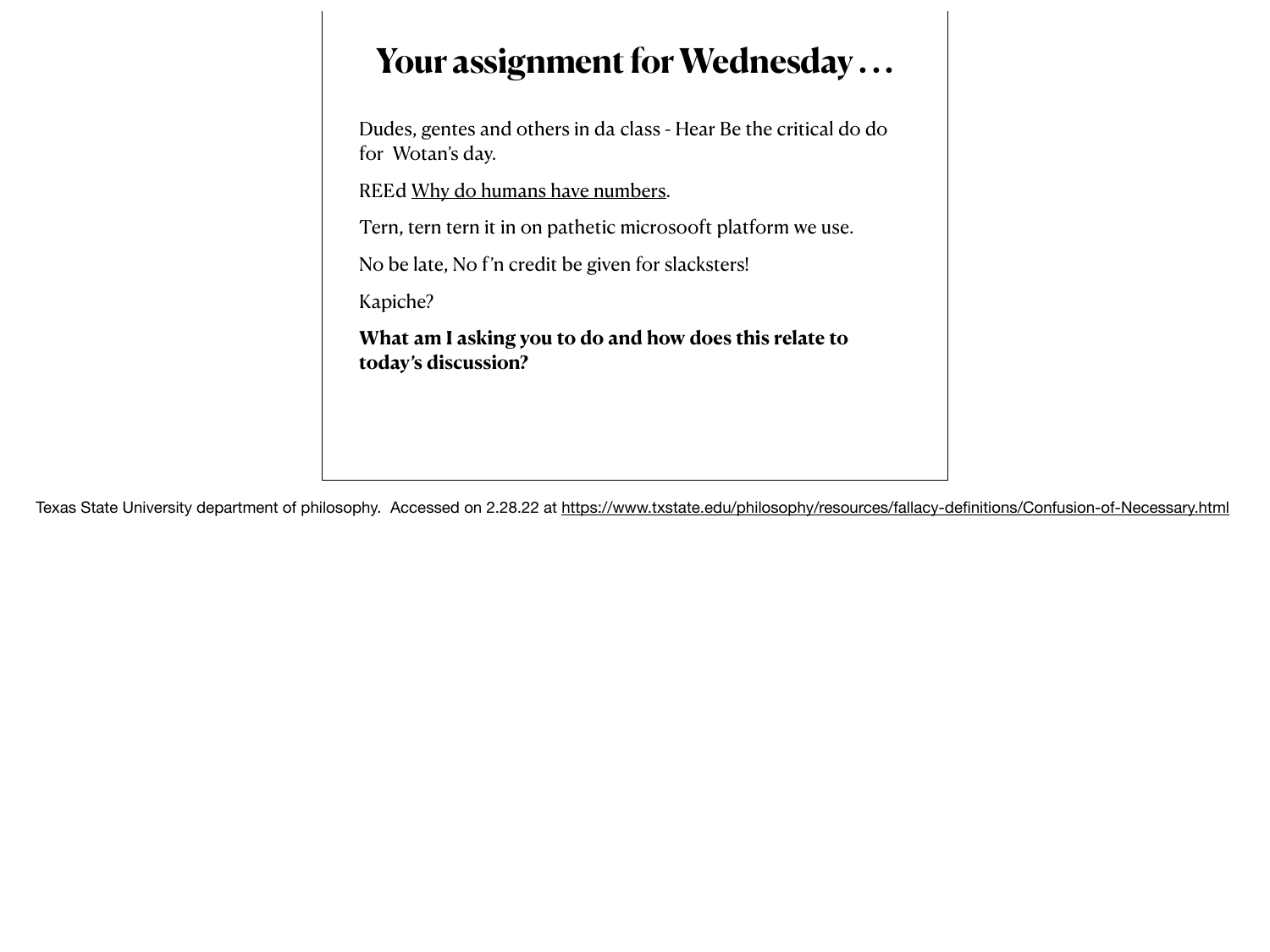# Your assignment for Wednesday . . .

Dudes, gentes and others in da class - Hear Be the critical do do for  Wotan's day.

REEd Why do humans have numbers.

Tern, tern tern it in on pathetic microsooft platform we use.

No be late, No f'n credit be given for slacksters!

Kapiche?

**What am I asking you to do and how does this relate to today's discussion?**

Texas State University department of philosophy.  Accessed on 2.28.22 at https://www.txstate.edu/philosophy/resources/fallacy-definitions/Confusion-of-Necessary.html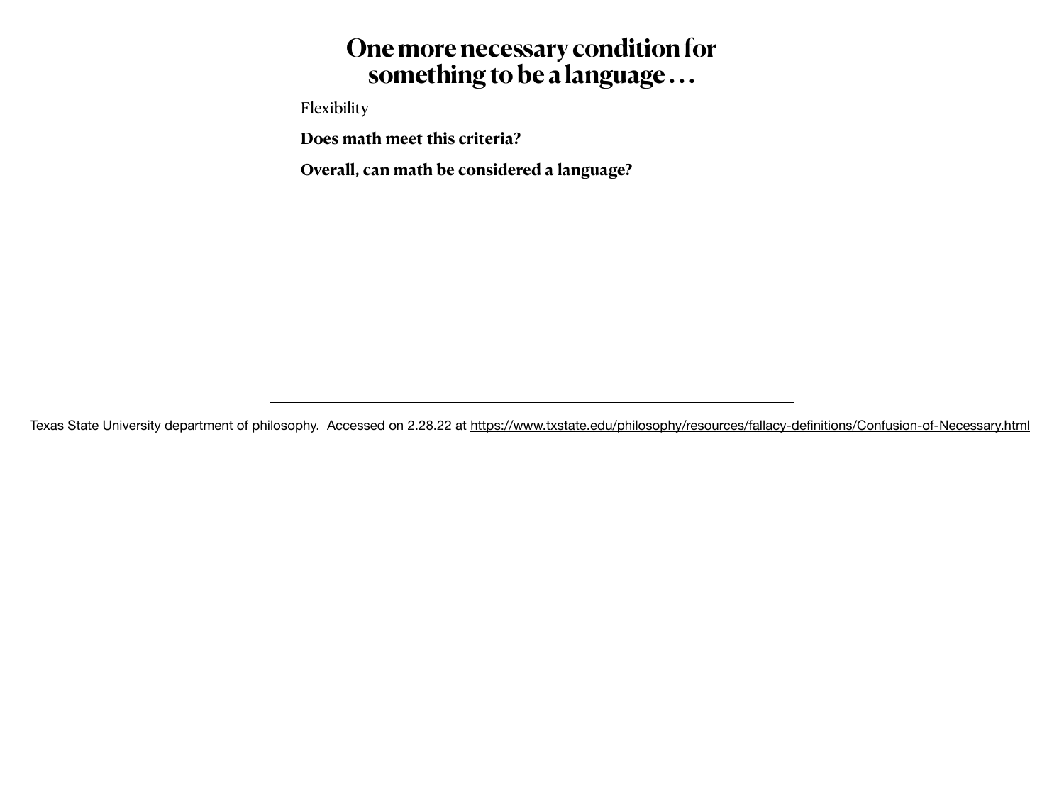# One more necessary condition for something to be a language . . .

Flexibility

**Does math meet this criteria?**

**Overall, can math be considered a language?**

Texas State University department of philosophy. Accessed on 2.28.22 at https://www.txstate.edu/philosophy/resources/fallacy-definitions/Confusion-of-Necessary.html